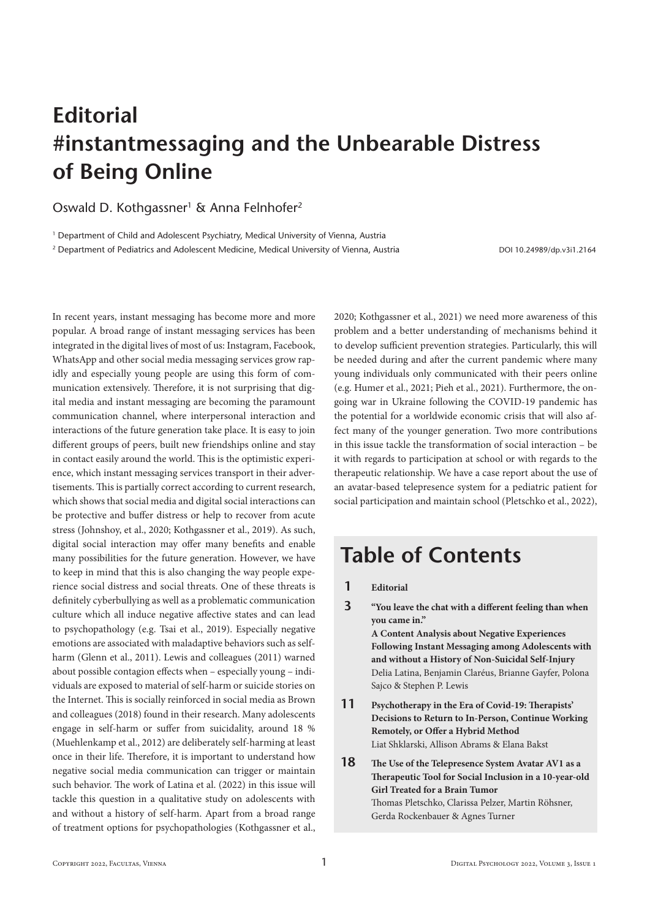# Editorial
# #instantmessaging and the Unbearable Distress of Being Online

Oswald D. Kothgassner[1] & Anna Felnhofer[2]

[1] Department of Child and Adolescent Psychiatry, Medical University of Vienna, Austria
[2] Department of Pediatrics and Adolescent Medicine, Medical University of Vienna, Austria

DOI 10.24989/dp.v3i1.2164

In recent years, instant messaging has become more and more popular. A broad range of instant messaging services has been integrated in the digital lives of most of us: Instagram, Facebook, WhatsApp and other social media messaging services grow rapidly and especially young people are using this form of communication extensively. Therefore, it is not surprising that digital media and instant messaging are becoming the paramount communication channel, where interpersonal interaction and interactions of the future generation take place. It is easy to join different groups of peers, built new friendships online and stay in contact easily around the world. This is the optimistic experience, which instant messaging services transport in their advertisements. This is partially correct according to current research, which shows that social media and digital social interactions can be protective and buffer distress or help to recover from acute stress (Johnshoy, et al., 2020; Kothgassner et al., 2019). As such, digital social interaction may offer many benefits and enable many possibilities for the future generation. However, we have to keep in mind that this is also changing the way people experience social distress and social threats. One of these threats is definitely cyberbullying as well as a problematic communication culture which all induce negative affective states and can lead to psychopathology (e.g. Tsai et al., 2019). Especially negative emotions are associated with maladaptive behaviors such as self-harm (Glenn et al., 2011). Lewis and colleagues (2011) warned about possible contagion effects when – especially young – individuals are exposed to material of self-harm or suicide stories on the Internet. This is socially reinforced in social media as Brown and colleagues (2018) found in their research. Many adolescents engage in self-harm or suffer from suicidality, around 18 % (Muehlenkamp et al., 2012) are deliberately self-harming at least once in their life. Therefore, it is important to understand how negative social media communication can trigger or maintain such behavior. The work of Latina et al. (2022) in this issue will tackle this question in a qualitative study on adolescents with and without a history of self-harm. Apart from a broad range of treatment options for psychopathologies (Kothgassner et al., 2020; Kothgassner et al., 2021) we need more awareness of this problem and a better understanding of mechanisms behind it to develop sufficient prevention strategies. Particularly, this will be needed during and after the current pandemic where many young individuals only communicated with their peers online (e.g. Humer et al., 2021; Pieh et al., 2021). Furthermore, the ongoing war in Ukraine following the COVID-19 pandemic has the potential for a worldwide economic crisis that will also affect many of the younger generation. Two more contributions in this issue tackle the transformation of social interaction – be it with regards to participation at school or with regards to the therapeutic relationship. We have a case report about the use of an avatar-based telepresence system for a pediatric patient for social participation and maintain school (Pletschko et al., 2022),

## Table of Contents

**1** **Editorial**

**3** **"You leave the chat with a different feeling than when you came in." A Content Analysis about Negative Experiences Following Instant Messaging among Adolescents with and without a History of Non-Suicidal Self-Injury**
Delia Latina, Benjamin Claréus, Brianne Gayfer, Polona Sajco & Stephen P. Lewis

**11** **Psychotherapy in the Era of Covid-19: Therapists' Decisions to Return to In-Person, Continue Working Remotely, or Offer a Hybrid Method**
Liat Shklarski, Allison Abrams & Elana Bakst

**18** **The Use of the Telepresence System Avatar AV1 as a Therapeutic Tool for Social Inclusion in a 10-year-old Girl Treated for a Brain Tumor**
Thomas Pletschko, Clarissa Pelzer, Martin Röhsner, Gerda Rockenbauer & Agnes Turner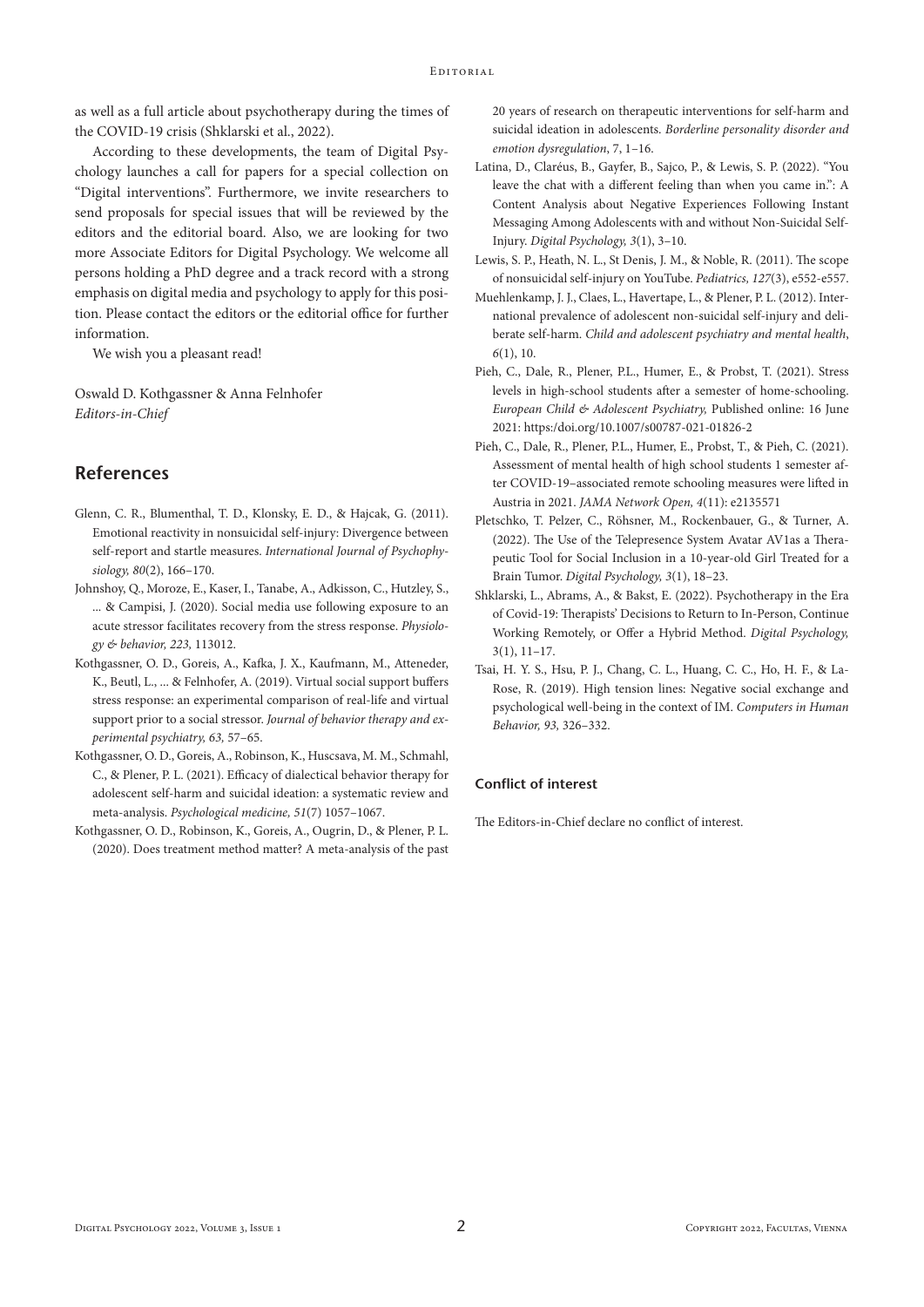as well as a full article about psychotherapy during the times of the COVID-19 crisis (Shklarski et al., 2022).

According to these developments, the team of Digital Psychology launches a call for papers for a special collection on "Digital interventions". Furthermore, we invite researchers to send proposals for special issues that will be reviewed by the editors and the editorial board. Also, we are looking for two more Associate Editors for Digital Psychology. We welcome all persons holding a PhD degree and a track record with a strong emphasis on digital media and psychology to apply for this position. Please contact the editors or the editorial office for further information.

We wish you a pleasant read!

Oswald D. Kothgassner & Anna Felnhofer
*Editors-in-Chief*

## References

Glenn, C. R., Blumenthal, T. D., Klonsky, E. D., & Hajcak, G. (2011). Emotional reactivity in nonsuicidal self-injury: Divergence between self-report and startle measures. *International Journal of Psychophysiology, 80*(2), 166–170.

Johnshoy, Q., Moroze, E., Kaser, I., Tanabe, A., Adkisson, C., Hutzley, S., ... & Campisi, J. (2020). Social media use following exposure to an acute stressor facilitates recovery from the stress response. *Physiology & behavior, 223,* 113012.

Kothgassner, O. D., Goreis, A., Kafka, J. X., Kaufmann, M., Atteneder, K., Beutl, L., ... & Felnhofer, A. (2019). Virtual social support buffers stress response: an experimental comparison of real-life and virtual support prior to a social stressor. *Journal of behavior therapy and experimental psychiatry, 63,* 57–65.

Kothgassner, O. D., Goreis, A., Robinson, K., Huscsava, M. M., Schmahl, C., & Plener, P. L. (2021). Efficacy of dialectical behavior therapy for adolescent self-harm and suicidal ideation: a systematic review and meta-analysis. *Psychological medicine, 51*(7) 1057–1067.

Kothgassner, O. D., Robinson, K., Goreis, A., Ougrin, D., & Plener, P. L. (2020). Does treatment method matter? A meta-analysis of the past 20 years of research on therapeutic interventions for self-harm and suicidal ideation in adolescents. *Borderline personality disorder and emotion dysregulation*, 7, 1–16.

Latina, D., Claréus, B., Gayfer, B., Sajco, P., & Lewis, S. P. (2022). "You leave the chat with a different feeling than when you came in.": A Content Analysis about Negative Experiences Following Instant Messaging Among Adolescents with and without Non-Suicidal Self-Injury. *Digital Psychology, 3*(1), 3–10.

Lewis, S. P., Heath, N. L., St Denis, J. M., & Noble, R. (2011). The scope of nonsuicidal self-injury on YouTube. *Pediatrics, 127*(3), e552-e557.

Muehlenkamp, J. J., Claes, L., Havertape, L., & Plener, P. L. (2012). International prevalence of adolescent non-suicidal self-injury and deliberate self-harm. *Child and adolescent psychiatry and mental health*, *6*(1), 10.

Pieh, C., Dale, R., Plener, P.L., Humer, E., & Probst, T. (2021). Stress levels in high-school students after a semester of home-schooling. *European Child & Adolescent Psychiatry,* Published online: 16 June 2021: https:/doi.org/10.1007/s00787-021-01826-2

Pieh, C., Dale, R., Plener, P.L., Humer, E., Probst, T., & Pieh, C. (2021). Assessment of mental health of high school students 1 semester after COVID-19–associated remote schooling measures were lifted in Austria in 2021. *JAMA Network Open, 4*(11): e2135571

Pletschko, T. Pelzer, C., Röhsner, M., Rockenbauer, G., & Turner, A. (2022). The Use of the Telepresence System Avatar AV1as a Therapeutic Tool for Social Inclusion in a 10-year-old Girl Treated for a Brain Tumor. *Digital Psychology, 3*(1), 18–23.

Shklarski, L., Abrams, A., & Bakst, E. (2022). Psychotherapy in the Era of Covid-19: Therapists' Decisions to Return to In-Person, Continue Working Remotely, or Offer a Hybrid Method. *Digital Psychology,* 3(1), 11–17.

Tsai, H. Y. S., Hsu, P. J., Chang, C. L., Huang, C. C., Ho, H. F., & LaRose, R. (2019). High tension lines: Negative social exchange and psychological well-being in the context of IM. *Computers in Human Behavior, 93,* 326–332.

### Conflict of interest

The Editors-in-Chief declare no conflict of interest.